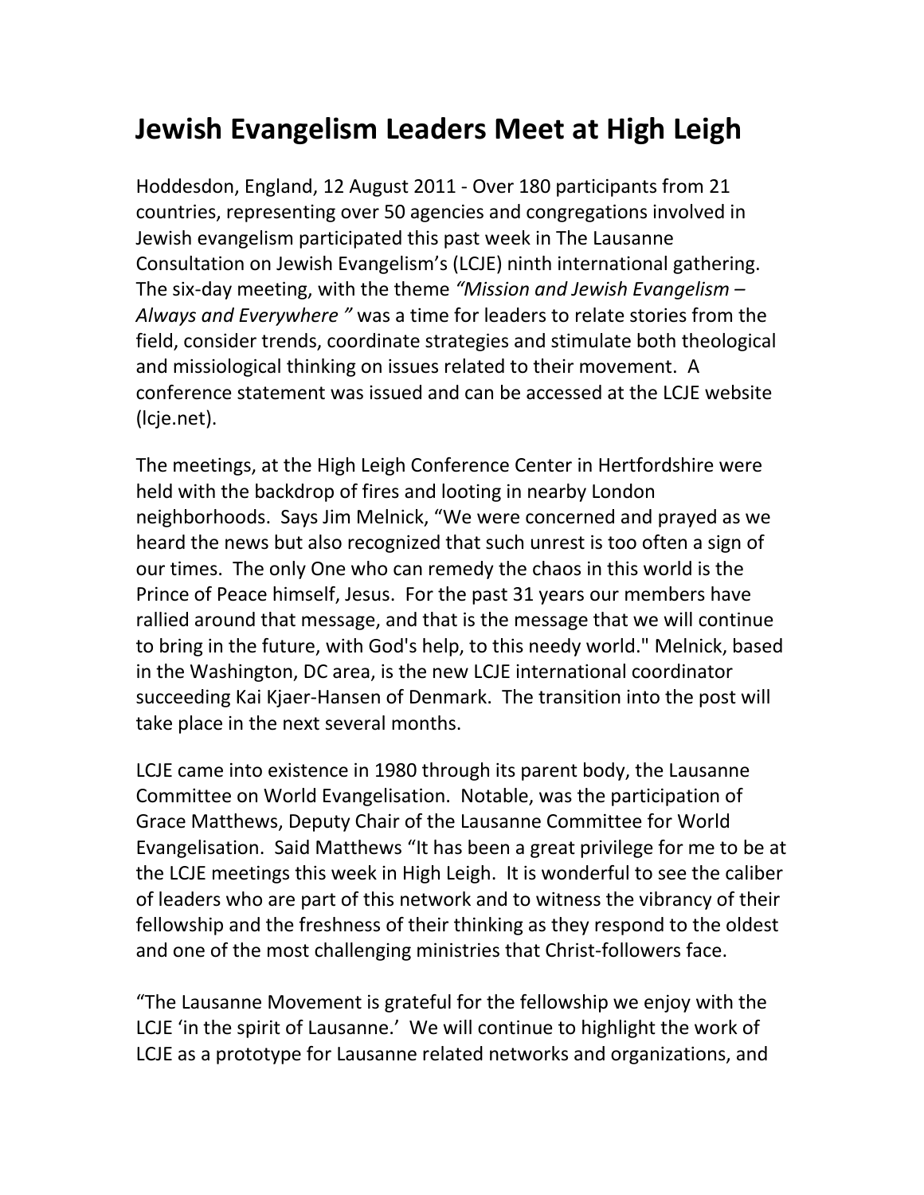# Jewish Evangelism Leaders Meet at High Leigh

Hoddesdon, England, 12 August 2011 - Over 180 participants from 21 countries, representing over 50 agencies and congregations involved in Jewish evangelism participated this past week in The Lausanne Consultation on Jewish Evangelism's (LCJE) ninth international gathering. The six-day meeting, with the theme *"Mission and Jewish Evangelism – Always and Everywhere "* was a time for leaders to relate stories from the field, consider trends, coordinate strategies and stimulate both theological and missiological thinking on issues related to their movement. A conference statement was issued and can be accessed at the LCJE website (lcje.net).

The meetings, at the High Leigh Conference Center in Hertfordshire were held with the backdrop of fires and looting in nearby London neighborhoods. Says Jim Melnick, "We were concerned and prayed as we heard the news but also recognized that such unrest is too often a sign of our times. The only One who can remedy the chaos in this world is the Prince of Peace himself, Jesus. For the past 31 years our members have rallied around that message, and that is the message that we will continue to bring in the future, with God's help, to this needy world." Melnick, based in the Washington, DC area, is the new LCJE international coordinator succeeding Kai Kjaer-Hansen of Denmark. The transition into the post will take place in the next several months.

LCJE came into existence in 1980 through its parent body, the Lausanne Committee on World Evangelisation. Notable, was the participation of Grace Matthews, Deputy Chair of the Lausanne Committee for World Evangelisation. Said Matthews "It has been a great privilege for me to be at the LCJE meetings this week in High Leigh. It is wonderful to see the caliber of leaders who are part of this network and to witness the vibrancy of their fellowship and the freshness of their thinking as they respond to the oldest and one of the most challenging ministries that Christ-followers face.

"The Lausanne Movement is grateful for the fellowship we enjoy with the LCJE 'in the spirit of Lausanne.' We will continue to highlight the work of LCJE as a prototype for Lausanne related networks and organizations, and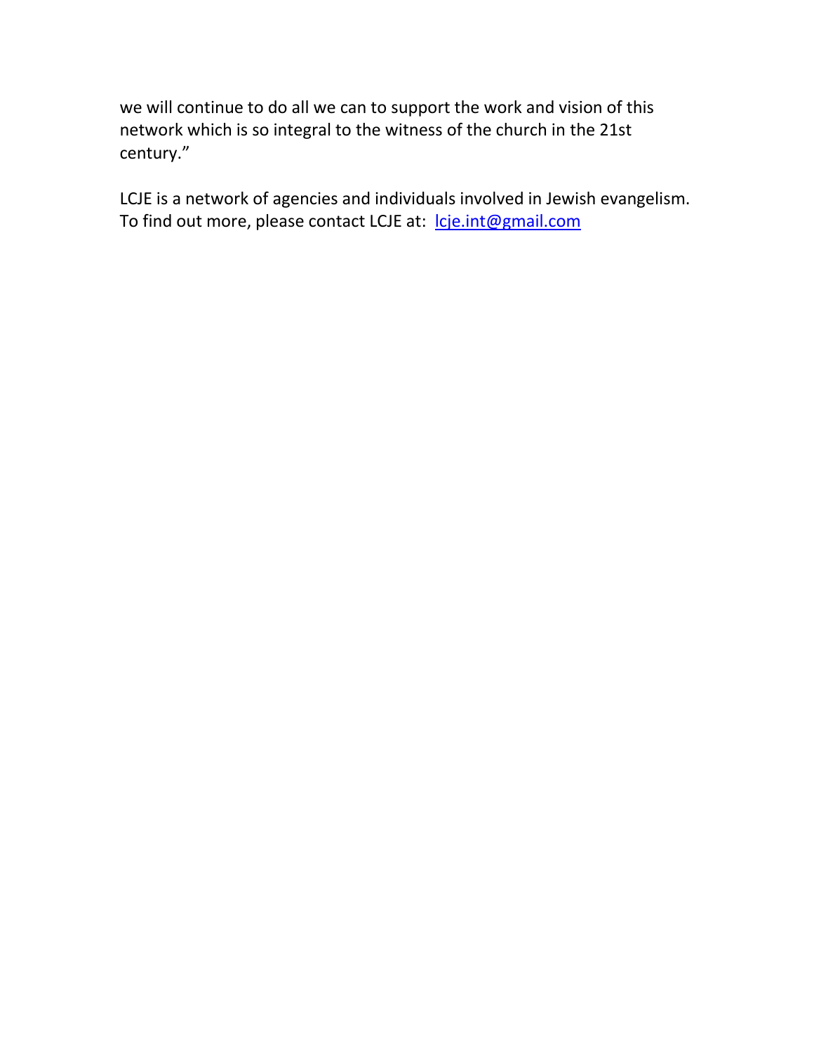we will continue to do all we can to support the work and vision of this network which is so integral to the witness of the church in the 21st century."

LCJE is a network of agencies and individuals involved in Jewish evangelism. To find out more, please contact LCJE at: [lcje.int@gmail.com](mailto:lcje.int@gmail.com)